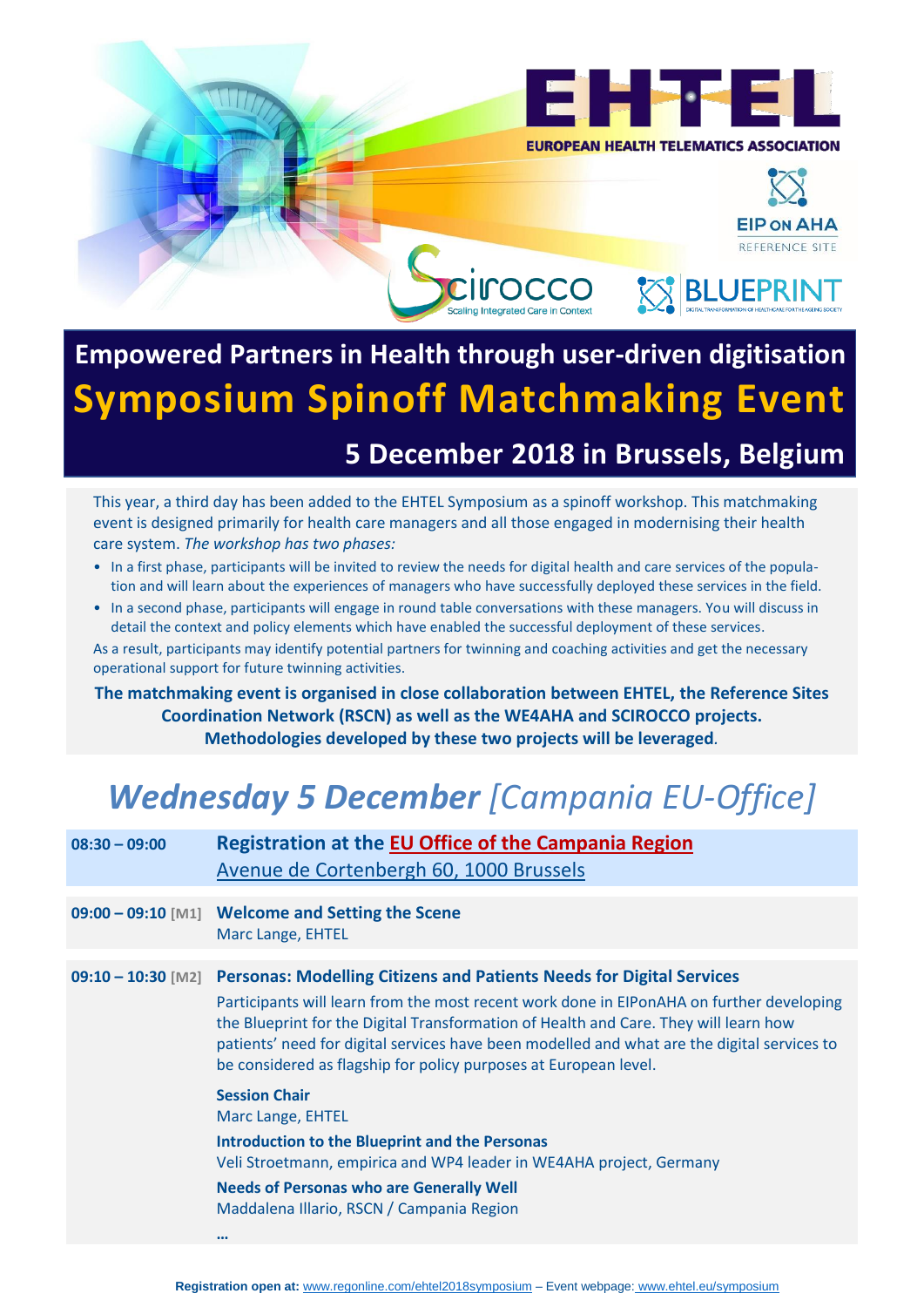EHTEL
EUROPEAN HEALTH TELEMATICS ASSOCIATION

EIP ON AHA
REFERENCE SITE

Scirocco
Scaling Integrated Care in Context

BLUEPRINT
DIGITAL TRANSFORMATION OF HEALTHCARE FOR THE AGEING SOCIETY

# Empowered Partners in Health through user-driven digitisation

# Symposium Spinoff Matchmaking Event

## 5 December 2018 in Brussels, Belgium

This year, a third day has been added to the EHTEL Symposium as a spinoff workshop. This matchmaking event is designed primarily for health care managers and all those engaged in modernising their health care system. *The workshop has two phases:*

- In a first phase, participants will be invited to review the needs for digital health and care services of the population and will learn about the experiences of managers who have successfully deployed these services in the field.
- In a second phase, participants will engage in round table conversations with these managers. You will discuss in detail the context and policy elements which have enabled the successful deployment of these services.

As a result, participants may identify potential partners for twinning and coaching activities and get the necessary operational support for future twinning activities.

**The matchmaking event is organised in close collaboration between EHTEL, the Reference Sites Coordination Network (RSCN) as well as the WE4AHA and SCIROCCO projects. Methodologies developed by these two projects will be leveraged.**

# *Wednesday 5 December [Campania EU-Office]*

**08:30 – 09:00** — **Registration at the EU Office of the Campania Region**
Avenue de Cortenbergh 60, 1000 Brussels

**09:00 – 09:10 [M1]** — **Welcome and Setting the Scene**
Marc Lange, EHTEL

**09:10 – 10:30 [M2]** — **Personas: Modelling Citizens and Patients Needs for Digital Services**

Participants will learn from the most recent work done in EIPonAHA on further developing the Blueprint for the Digital Transformation of Health and Care. They will learn how patients' need for digital services have been modelled and what are the digital services to be considered as flagship for policy purposes at European level.

**Session Chair**
Marc Lange, EHTEL

**Introduction to the Blueprint and the Personas**
Veli Stroetmann, empirica and WP4 leader in WE4AHA project, Germany

**Needs of Personas who are Generally Well**
Maddalena Illario, RSCN / Campania Region

…

**Registration open at:** www.regonline.com/ehtel2018symposium – Event webpage: www.ehtel.eu/symposium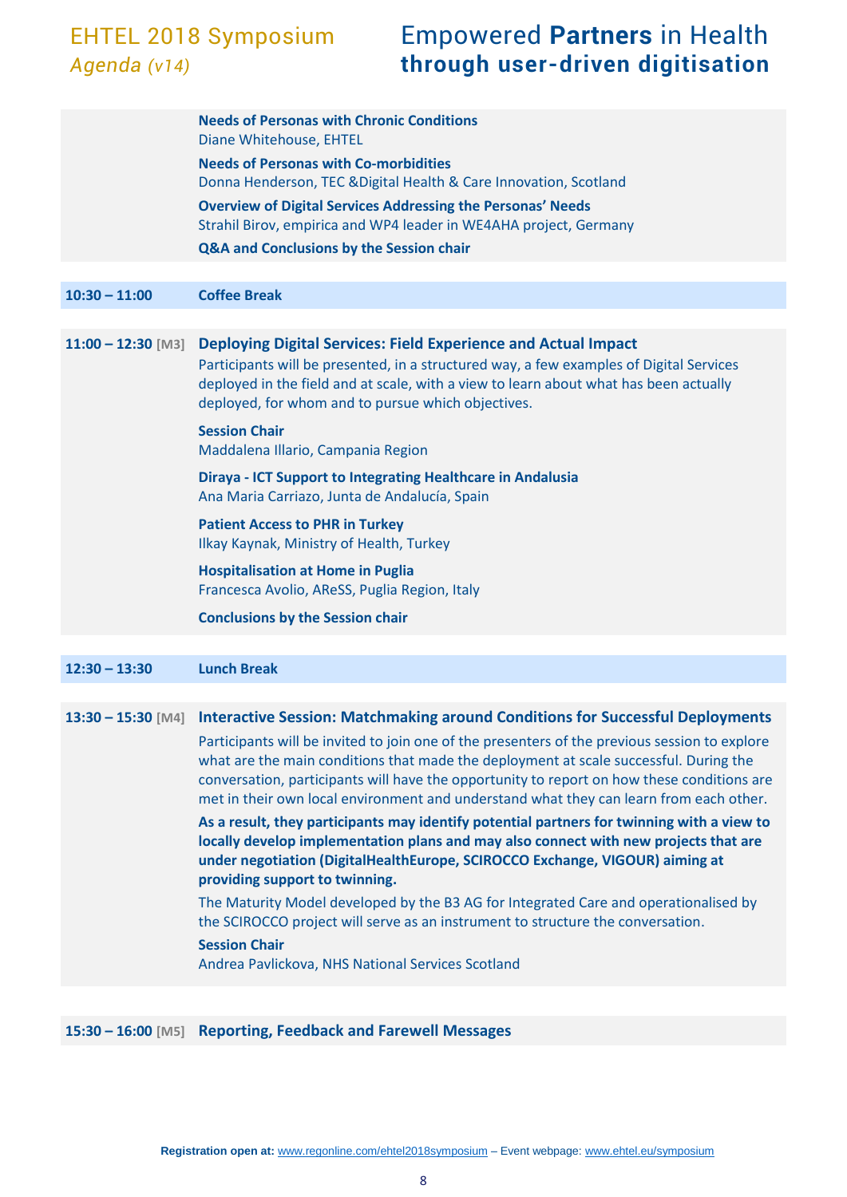**Needs of Personas with Chronic Conditions**
Diane Whitehouse, EHTEL

**Needs of Personas with Co-morbidities**
Donna Henderson, TEC &Digital Health & Care Innovation, Scotland

**Overview of Digital Services Addressing the Personas' Needs**
Strahil Birov, empirica and WP4 leader in WE4AHA project, Germany

**Q&A and Conclusions by the Session chair**

**10:30 – 11:00** **Coffee Break**

**11:00 – 12:30** [M3] **Deploying Digital Services: Field Experience and Actual Impact**

Participants will be presented, in a structured way, a few examples of Digital Services deployed in the field and at scale, with a view to learn about what has been actually deployed, for whom and to pursue which objectives.

**Session Chair**
Maddalena Illario, Campania Region

**Diraya - ICT Support to Integrating Healthcare in Andalusia**
Ana Maria Carriazo, Junta de Andalucía, Spain

**Patient Access to PHR in Turkey**
Ilkay Kaynak, Ministry of Health, Turkey

**Hospitalisation at Home in Puglia**
Francesca Avolio, AReSS, Puglia Region, Italy

**Conclusions by the Session chair**

**12:30 – 13:30** **Lunch Break**

**13:30 – 15:30** [M4] **Interactive Session: Matchmaking around Conditions for Successful Deployments**

Participants will be invited to join one of the presenters of the previous session to explore what are the main conditions that made the deployment at scale successful. During the conversation, participants will have the opportunity to report on how these conditions are met in their own local environment and understand what they can learn from each other.

**As a result, they participants may identify potential partners for twinning with a view to locally develop implementation plans and may also connect with new projects that are under negotiation (DigitalHealthEurope, SCIROCCO Exchange, VIGOUR) aiming at providing support to twinning.**

The Maturity Model developed by the B3 AG for Integrated Care and operationalised by the SCIROCCO project will serve as an instrument to structure the conversation.

**Session Chair**
Andrea Pavlickova, NHS National Services Scotland

**15:30 – 16:00** [M5] **Reporting, Feedback and Farewell Messages**

**Registration open at:** www.regonline.com/ehtel2018symposium – Event webpage: www.ehtel.eu/symposium